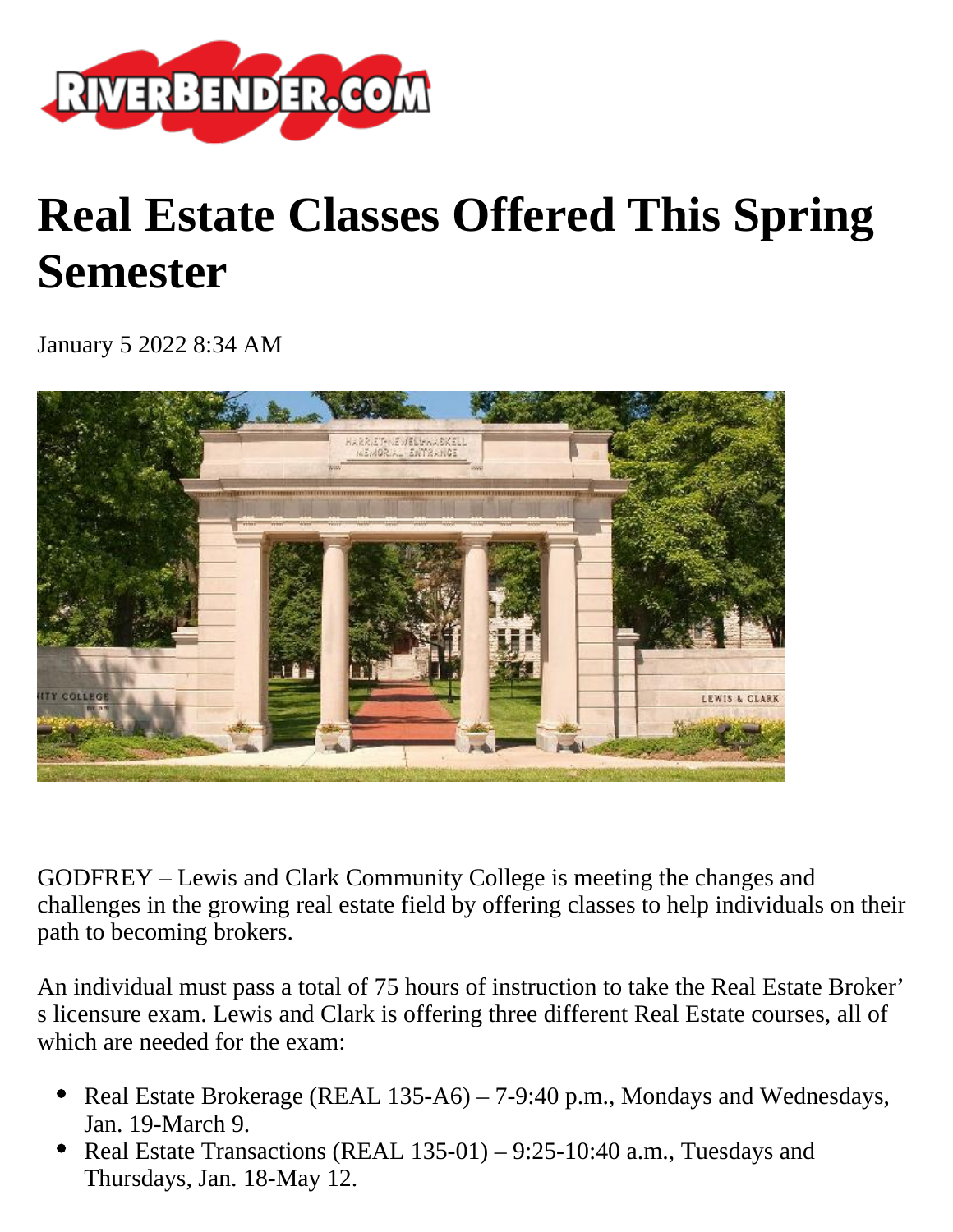# Real Estate Classes Offered This Spring Semester

January 5 2022 8:34 AM

GODFREY – Lewis and Clark Community College is meeting the changes and challenges in the growing real estate field by offering classes to help individuals on their path to becoming brokers.

An individual must pass a total of 75 hours of instruction to take the Real Estate Broker's licensure exam. Lewis and Clark is offering three different Real Estate courses, all of which are needed for the exam:

- Real Estate Brokerage (REAL 135-A6) – 7-9:40 p.m., Mondays and Wednesdays, Jan. 19-March 9.
- Real Estate Transactions (REAL 135-01) – 9:25-10:40 a.m., Tuesdays and Thursdays, Jan. 18-May 12.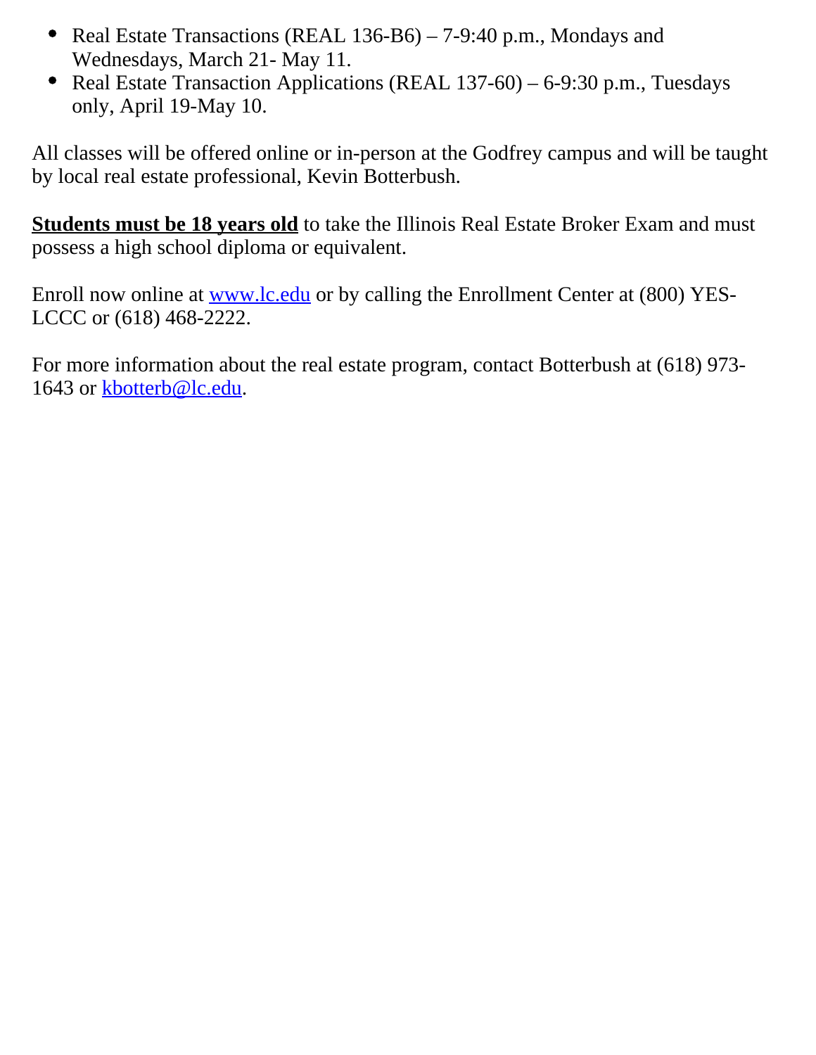- Real Estate Transactions (REAL 136-B6) – 7-9:40 p.m., Mondays and Wednesdays, March 21- May 11.
- Real Estate Transaction Applications (REAL 137-60) – 6-9:30 p.m., Tuesdays only, April 19-May 10.

All classes will be offered online or in-person at the Godfrey campus and will be taught by local real estate professional, Kevin Botterbush.

**Students must be 18 years old** to take the Illinois Real Estate Broker Exam and must possess a high school diploma or equivalent.

Enroll now online at [www.lc.edu](http://www.lc.edu) or by calling the Enrollment Center at (800) YES-LCCC or (618) 468-2222.

For more information about the real estate program, contact Botterbush at (618) 973-1643 or [kbotterb@lc.edu](mailto:kbotterb@lc.edu).